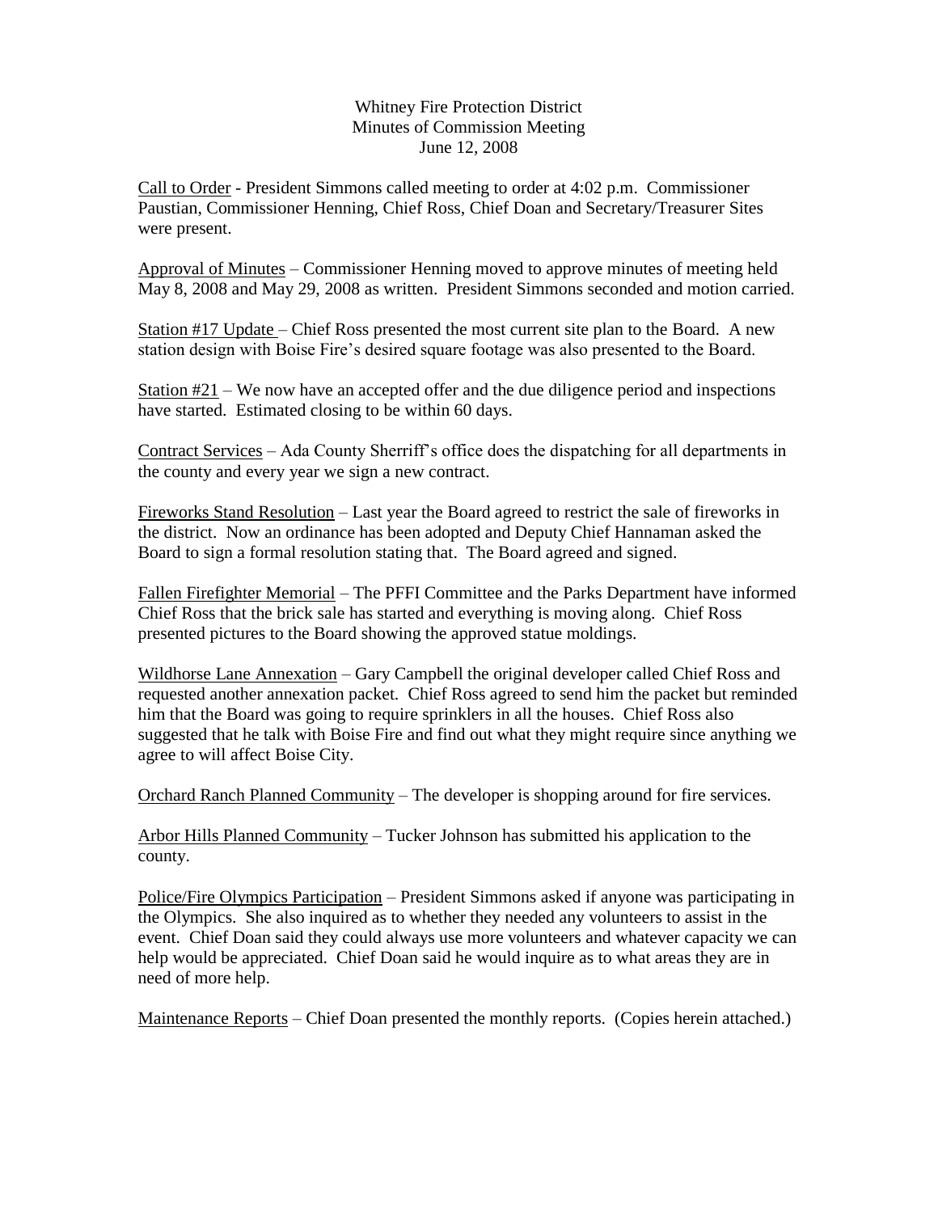Whitney Fire Protection District
Minutes of Commission Meeting
June 12, 2008

Call to Order - President Simmons called meeting to order at 4:02 p.m. Commissioner Paustian, Commissioner Henning, Chief Ross, Chief Doan and Secretary/Treasurer Sites were present.

Approval of Minutes – Commissioner Henning moved to approve minutes of meeting held May 8, 2008 and May 29, 2008 as written. President Simmons seconded and motion carried.

Station #17 Update – Chief Ross presented the most current site plan to the Board. A new station design with Boise Fire's desired square footage was also presented to the Board.

Station #21 – We now have an accepted offer and the due diligence period and inspections have started. Estimated closing to be within 60 days.

Contract Services – Ada County Sherriff's office does the dispatching for all departments in the county and every year we sign a new contract.

Fireworks Stand Resolution – Last year the Board agreed to restrict the sale of fireworks in the district. Now an ordinance has been adopted and Deputy Chief Hannaman asked the Board to sign a formal resolution stating that. The Board agreed and signed.

Fallen Firefighter Memorial – The PFFI Committee and the Parks Department have informed Chief Ross that the brick sale has started and everything is moving along. Chief Ross presented pictures to the Board showing the approved statue moldings.

Wildhorse Lane Annexation – Gary Campbell the original developer called Chief Ross and requested another annexation packet. Chief Ross agreed to send him the packet but reminded him that the Board was going to require sprinklers in all the houses. Chief Ross also suggested that he talk with Boise Fire and find out what they might require since anything we agree to will affect Boise City.

Orchard Ranch Planned Community – The developer is shopping around for fire services.

Arbor Hills Planned Community – Tucker Johnson has submitted his application to the county.

Police/Fire Olympics Participation – President Simmons asked if anyone was participating in the Olympics. She also inquired as to whether they needed any volunteers to assist in the event. Chief Doan said they could always use more volunteers and whatever capacity we can help would be appreciated. Chief Doan said he would inquire as to what areas they are in need of more help.

Maintenance Reports – Chief Doan presented the monthly reports. (Copies herein attached.)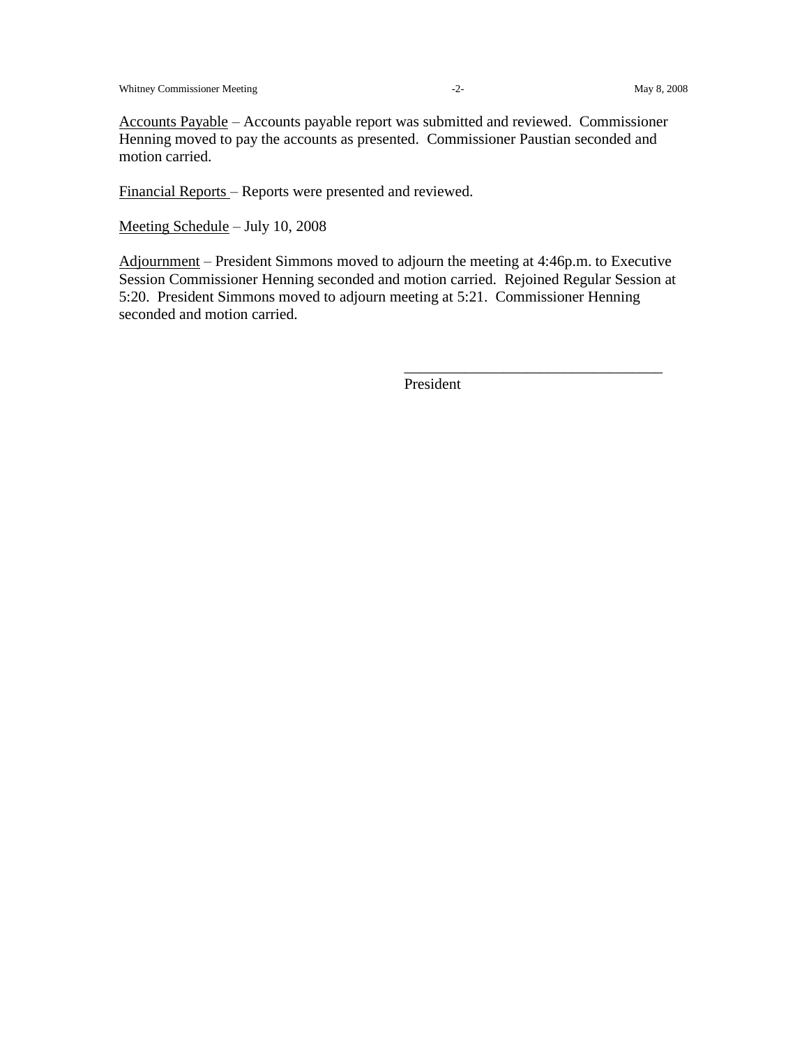<u>Accounts Payable</u> – Accounts payable report was submitted and reviewed. Commissioner Henning moved to pay the accounts as presented. Commissioner Paustian seconded and motion carried.

<u>Financial Reports</u> – Reports were presented and reviewed.

<u>Meeting Schedule</u> – July 10, 2008

<u>Adjournment</u> – President Simmons moved to adjourn the meeting at 4:46p.m. to Executive Session Commissioner Henning seconded and motion carried. Rejoined Regular Session at 5:20. President Simmons moved to adjourn meeting at 5:21. Commissioner Henning seconded and motion carried.

\_\_\_\_\_\_\_\_\_\_\_\_\_\_\_\_\_\_\_\_\_\_\_\_\_\_\_\_\_\_\_\_\_\_
President